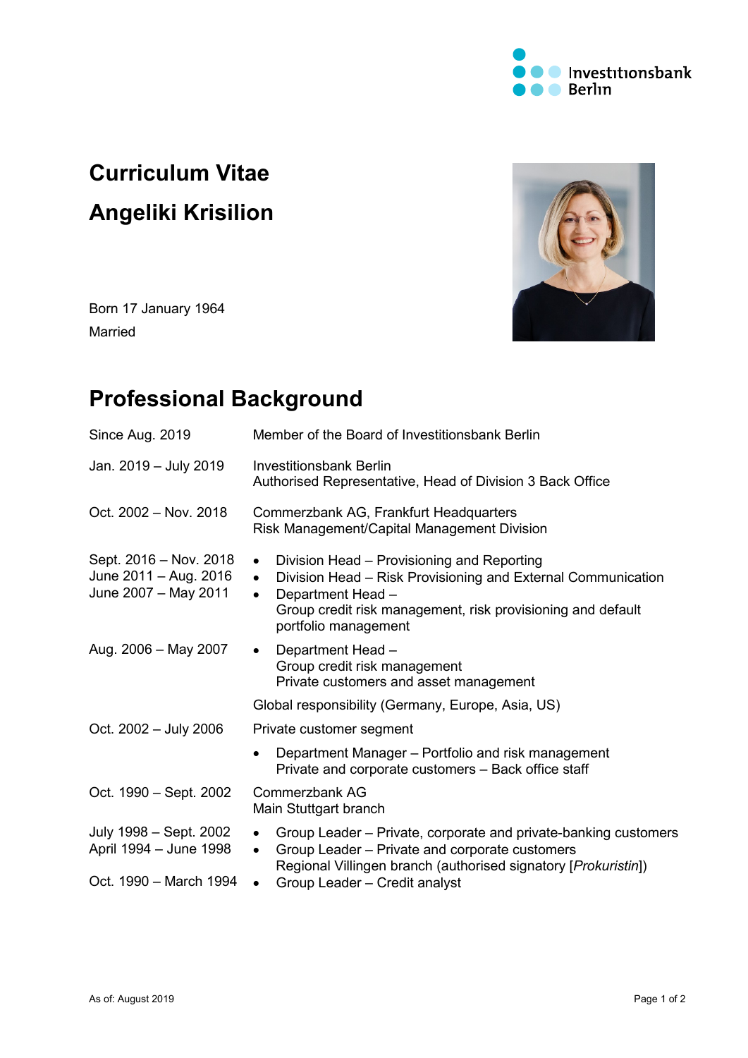# Curriculum Vitae

# Angeliki Krisilion

Born 17 January 1964

Married

## Professional Background

| | |
|---|---|
| Since Aug. 2019 | Member of the Board of Investitionsbank Berlin |
| Jan. 2019 – July 2019 | Investitionsbank Berlin<br>Authorised Representative, Head of Division 3 Back Office |
| Oct. 2002 – Nov. 2018 | Commerzbank AG, Frankfurt Headquarters<br>Risk Management/Capital Management Division |
| Sept. 2016 – Nov. 2018<br>June 2011 – Aug. 2016<br>June 2007 – May 2011 | • Division Head – Provisioning and Reporting<br>• Division Head – Risk Provisioning and External Communication<br>• Department Head – Group credit risk management, risk provisioning and default portfolio management |
| Aug. 2006 – May 2007 | • Department Head – Group credit risk management Private customers and asset management |
| | Global responsibility (Germany, Europe, Asia, US) |
| Oct. 2002 – July 2006 | Private customer segment |
| | • Department Manager – Portfolio and risk management Private and corporate customers – Back office staff |
| Oct. 1990 – Sept. 2002 | Commerzbank AG<br>Main Stuttgart branch |
| July 1998 – Sept. 2002<br>April 1994 – June 1998 | • Group Leader – Private, corporate and private-banking customers<br>• Group Leader – Private and corporate customers Regional Villingen branch (authorised signatory [*Prokuristin*]) |
| Oct. 1990 – March 1994 | • Group Leader – Credit analyst |

As of: August 2019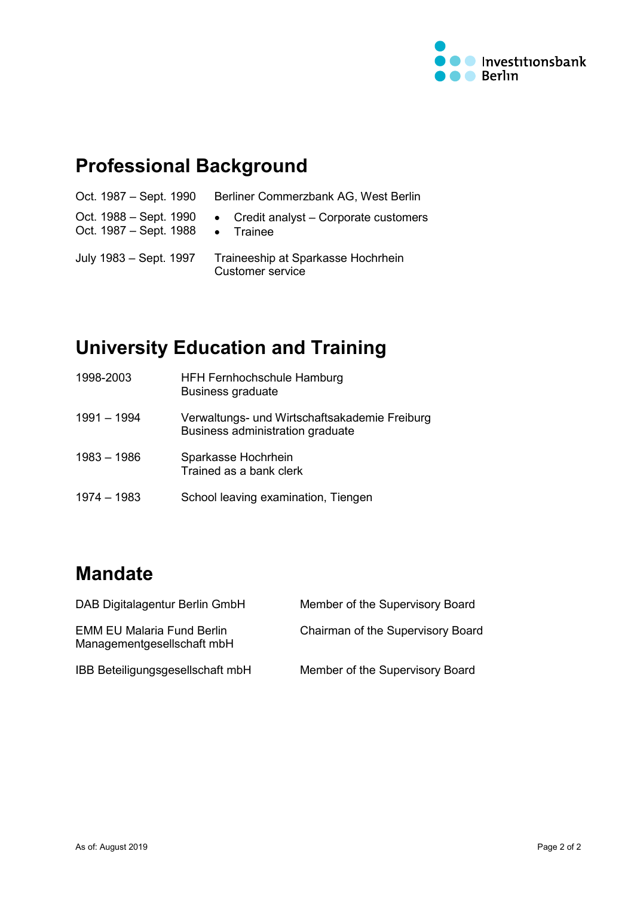## Professional Background

| | |
|---|---|
| Oct. 1987 – Sept. 1990 | Berliner Commerzbank AG, West Berlin |
| Oct. 1988 – Sept. 1990<br>Oct. 1987 – Sept. 1988 | • Credit analyst – Corporate customers<br>• Trainee |
| July 1983 – Sept. 1997 | Traineeship at Sparkasse Hochrhein<br>Customer service |

## University Education and Training

| | |
|---|---|
| 1998-2003 | HFH Fernhochschule Hamburg<br>Business graduate |
| 1991 – 1994 | Verwaltungs- und Wirtschaftsakademie Freiburg<br>Business administration graduate |
| 1983 – 1986 | Sparkasse Hochrhein<br>Trained as a bank clerk |
| 1974 – 1983 | School leaving examination, Tiengen |

## Mandate

| | |
|---|---|
| DAB Digitalagentur Berlin GmbH | Member of the Supervisory Board |
| EMM EU Malaria Fund Berlin Managementgesellschaft mbH | Chairman of the Supervisory Board |
| IBB Beteiligungsgesellschaft mbH | Member of the Supervisory Board |

As of: August 2019